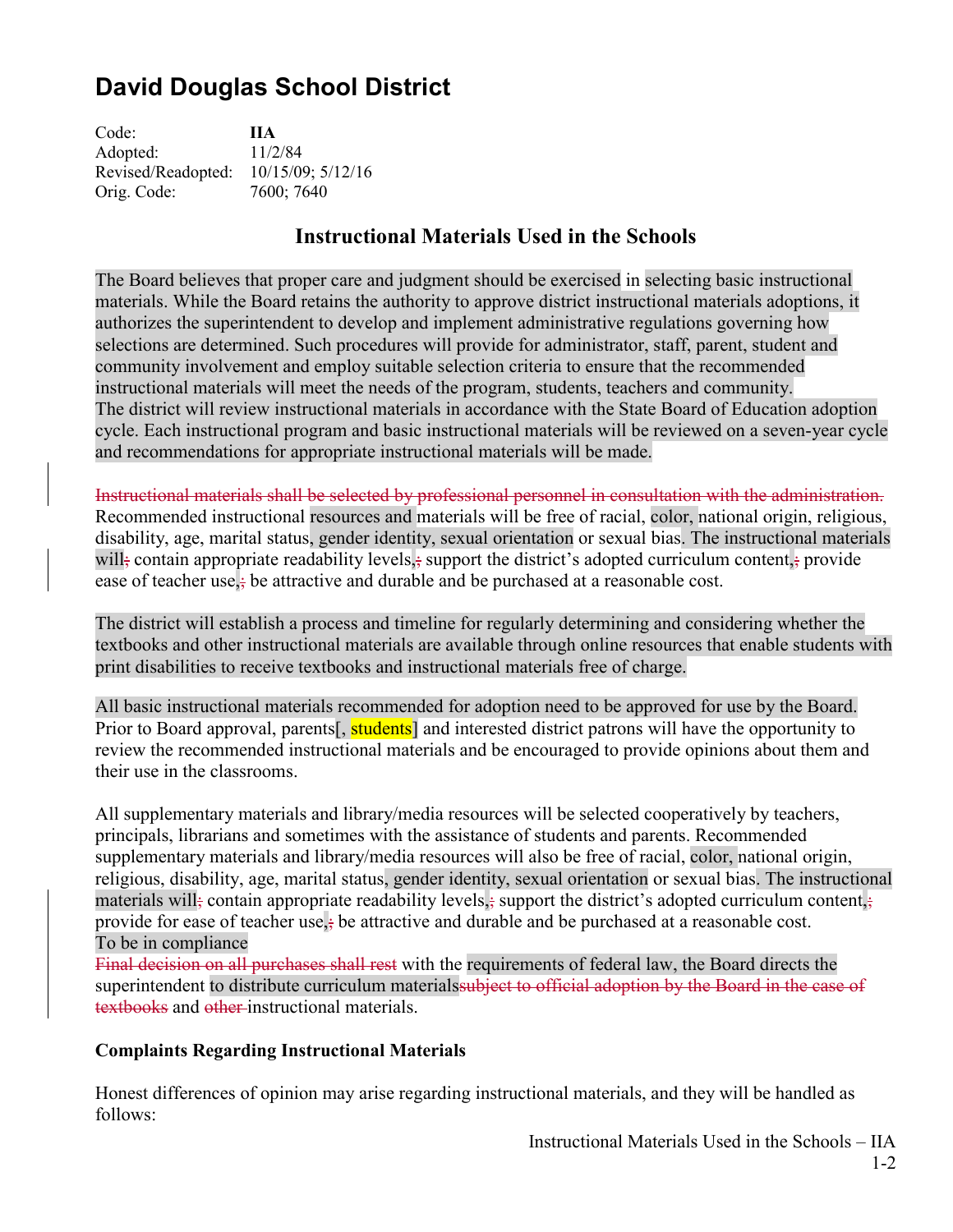# David Douglas School District

Code: **IIA**
Adopted: 11/2/84
Revised/Readopted: 10/15/09; 5/12/16
Orig. Code: 7600; 7640

## Instructional Materials Used in the Schools

The Board believes that proper care and judgment should be exercised in selecting basic instructional materials. While the Board retains the authority to approve district instructional materials adoptions, it authorizes the superintendent to develop and implement administrative regulations governing how selections are determined. Such procedures will provide for administrator, staff, parent, student and community involvement and employ suitable selection criteria to ensure that the recommended instructional materials will meet the needs of the program, students, teachers and community.
The district will review instructional materials in accordance with the State Board of Education adoption cycle. Each instructional program and basic instructional materials will be reviewed on a seven-year cycle and recommendations for appropriate instructional materials will be made.

~~Instructional materials shall be selected by professional personnel in consultation with the administration.~~ Recommended instructional resources and materials will be free of racial, color, national origin, religious, disability, age, marital status, gender identity, sexual orientation or sexual bias. The instructional materials will~~;~~ contain appropriate readability levels,~~;~~ support the district's adopted curriculum content,~~;~~ provide ease of teacher use,~~;~~ be attractive and durable and be purchased at a reasonable cost.

The district will establish a process and timeline for regularly determining and considering whether the textbooks and other instructional materials are available through online resources that enable students with print disabilities to receive textbooks and instructional materials free of charge.

All basic instructional materials recommended for adoption need to be approved for use by the Board. Prior to Board approval, parents[, students] and interested district patrons will have the opportunity to review the recommended instructional materials and be encouraged to provide opinions about them and their use in the classrooms.

All supplementary materials and library/media resources will be selected cooperatively by teachers, principals, librarians and sometimes with the assistance of students and parents. Recommended supplementary materials and library/media resources will also be free of racial, color, national origin, religious, disability, age, marital status, gender identity, sexual orientation or sexual bias. The instructional materials will~~;~~ contain appropriate readability levels,~~;~~ support the district's adopted curriculum content,~~;~~ provide for ease of teacher use,~~;~~ be attractive and durable and be purchased at a reasonable cost.
To be in compliance
~~Final decision on all purchases shall rest~~ with the requirements of federal law, the Board directs the superintendent to distribute curriculum materials~~subject to official adoption by the Board in the case of textbooks~~ and ~~other~~ instructional materials.

### Complaints Regarding Instructional Materials

Honest differences of opinion may arise regarding instructional materials, and they will be handled as follows: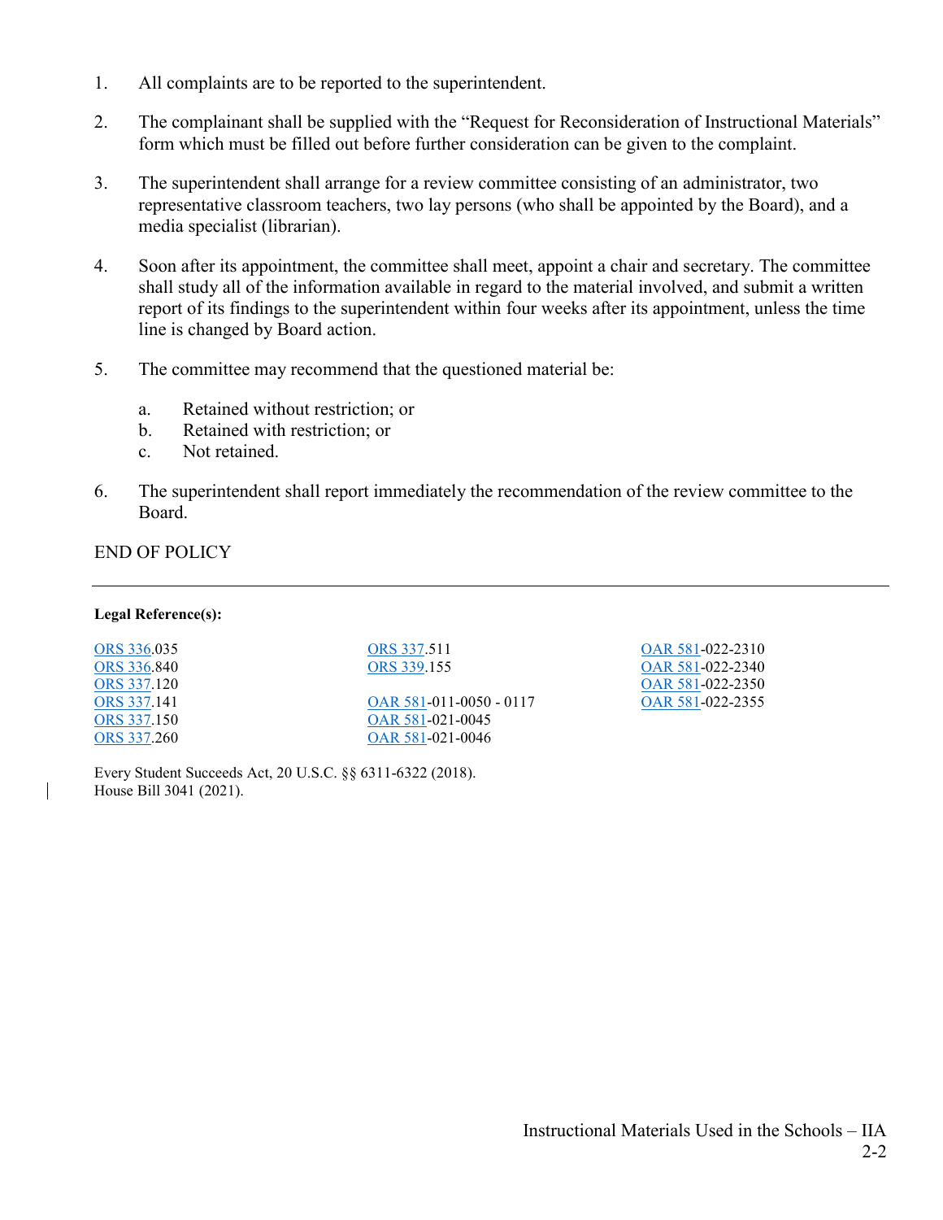1. All complaints are to be reported to the superintendent.

2. The complainant shall be supplied with the "Request for Reconsideration of Instructional Materials" form which must be filled out before further consideration can be given to the complaint.

3. The superintendent shall arrange for a review committee consisting of an administrator, two representative classroom teachers, two lay persons (who shall be appointed by the Board), and a media specialist (librarian).

4. Soon after its appointment, the committee shall meet, appoint a chair and secretary. The committee shall study all of the information available in regard to the material involved, and submit a written report of its findings to the superintendent within four weeks after its appointment, unless the time line is changed by Board action.

5. The committee may recommend that the questioned material be:

   a. Retained without restriction; or
   b. Retained with restriction; or
   c. Not retained.

6. The superintendent shall report immediately the recommendation of the review committee to the Board.

END OF POLICY

---

**Legal Reference(s):**

ORS 336.035
ORS 336.840
ORS 337.120
ORS 337.141
ORS 337.150
ORS 337.260

ORS 337.511
ORS 339.155

OAR 581-011-0050 - 0117
OAR 581-021-0045
OAR 581-021-0046

OAR 581-022-2310
OAR 581-022-2340
OAR 581-022-2350
OAR 581-022-2355

Every Student Succeeds Act, 20 U.S.C. §§ 6311-6322 (2018).
House Bill 3041 (2021).